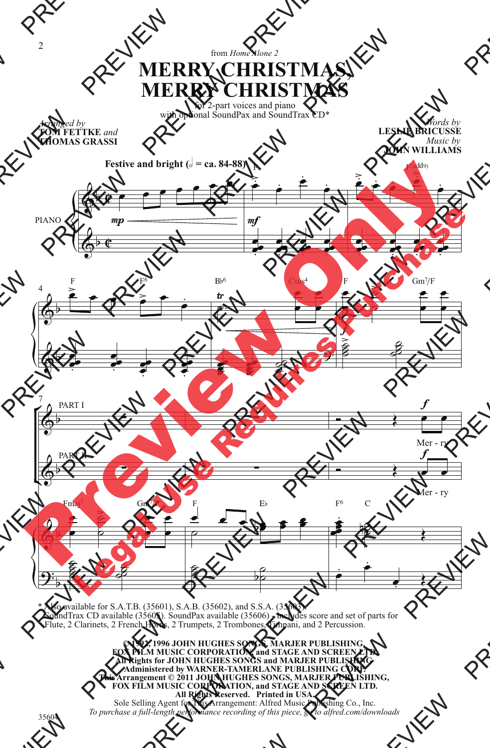from *Home Alone 2*

# MERRY CHRISTMAS, MERRY CHRISTMAS

for 2-part voices and piano
with optional SoundPax and SoundTrax CD*

*Arranged by*
**TOM FETTKE** *and*
**THOMAS GRASSI**

*Words by*
**LESLIE BRICUSSE**
*Music by*
**JOHN WILLIAMS**

**Festive and bright (𝅗𝅥 = ca. 84-88)**

PIANO

PART I

PART II

Mer - ry

Mer - ry

\* Also available for S.A.T.B. (35601), S.A.B. (35602), and S.S.A. (35603).
SoundTrax CD available (35605). SoundPax available (35606) - includes score and set of parts for Flute, 2 Clarinets, 2 French Horns, 2 Trumpets, 2 Trombones, Timpani, and 2 Percussion.

**© 1992, 1996 JOHN HUGHES SONGS, MARJER PUBLISHING,**
**FOX FILM MUSIC CORPORATION, and STAGE AND SCREEN LTD.**
**All Rights for JOHN HUGHES SONGS and MARJER PUBLISHING**
**Administered by WARNER-TAMERLANE PUBLISHING CORP.**
**This Arrangement © 2011 JOHN HUGHES SONGS, MARJER PUBLISHING,**
**FOX FILM MUSIC CORPORATION, and STAGE AND SCREEN LTD.**
**All Rights Reserved. Printed in USA.**
Sole Selling Agent for This Arrangement: Alfred Music Publishing Co., Inc.
*To purchase a full-length performance recording of this piece, go to alfred.com/downloads*

35604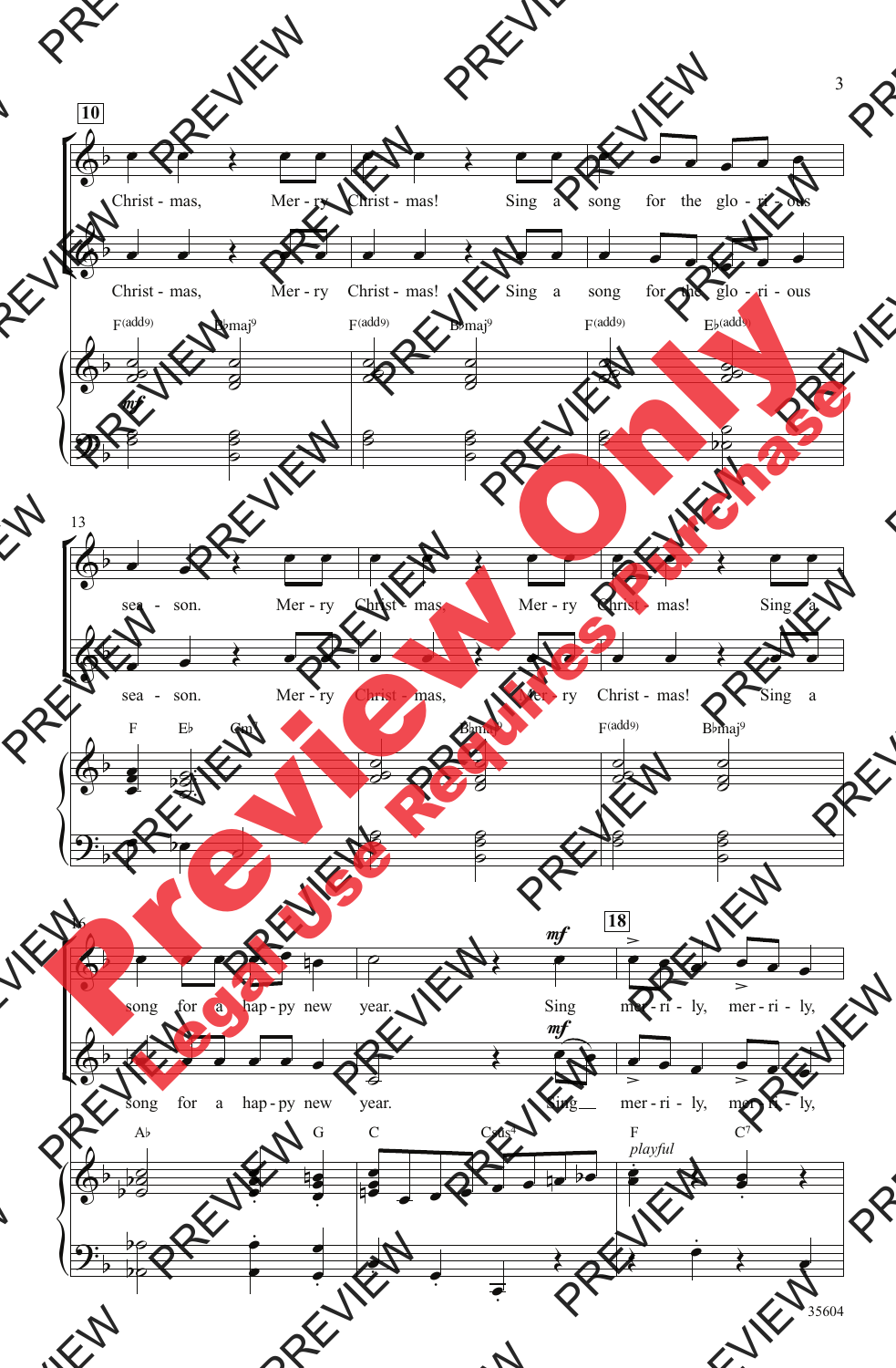**10**

Christ - mas, Mer - ry Christ - mas! Sing a song for the glo - ri - ous

Christ - mas, Mer - ry Christ - mas! Sing a song for the glo - ri - ous

F(add9) B♭maj9 F(add9) B♭maj9 F(add9) E♭(add9)

*mf*

13

sea - son. Mer - ry Christ - mas, Mer - ry Christ - mas! Sing a

sea - son. Mer - ry Christ - mas, Mer - ry Christ - mas! Sing a

F E♭ Gm7 B♭maj9 F(add9) B♭maj9

16

song for a hap - py new year. Sing mer - ri - ly, mer - ri - ly,

song for a hap - py new year. Sing mer - ri - ly, mer - ri - ly,

*mf*

**18**

A♭ G C Csus4 F C7

*playful*

35604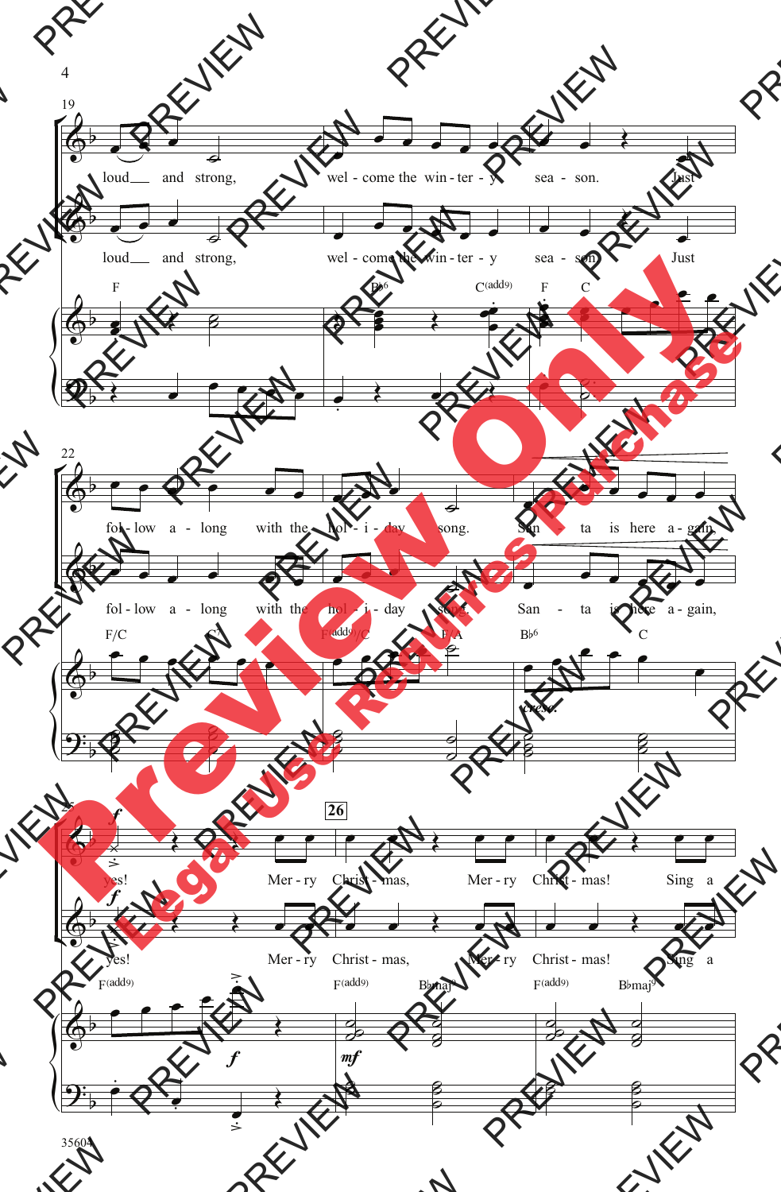loud and strong, welcome the winter - y season. Just

follow along with the holiday song. Santa is here again,

yes! Merry Christmas, Merry Christmas! Sing a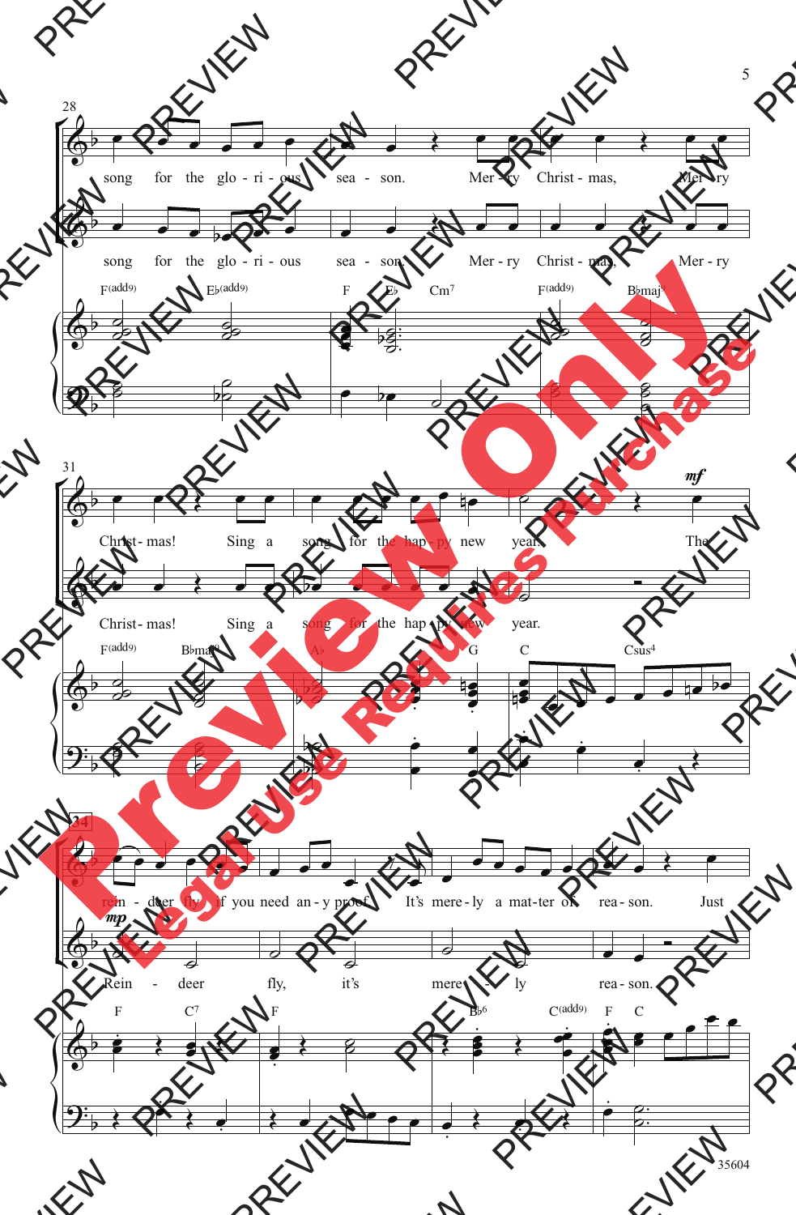28

song for the glo - ri - ous sea - son. Mer - ry Christ - mas, Mer - ry

song for the glo - ri - ous sea - son. Mer - ry Christ - mas, Mer - ry

F(add9) E♭(add9) F E♭ Cm7 F(add9) B♭maj7

31

Christ - mas! Sing a song for the hap - py new year. The

Christ - mas! Sing a song for the hap - py new year.

F(add9) B♭maj7 A♭ G C Csus4

*mf*

34

rein - deer fly, if you need an - y proof. It's mere - ly a mat - ter of rea - son. Just

*mp*

Rein - deer fly, it's mere - ly rea - son.

F C7 F B♭6 C(add9) F C

35604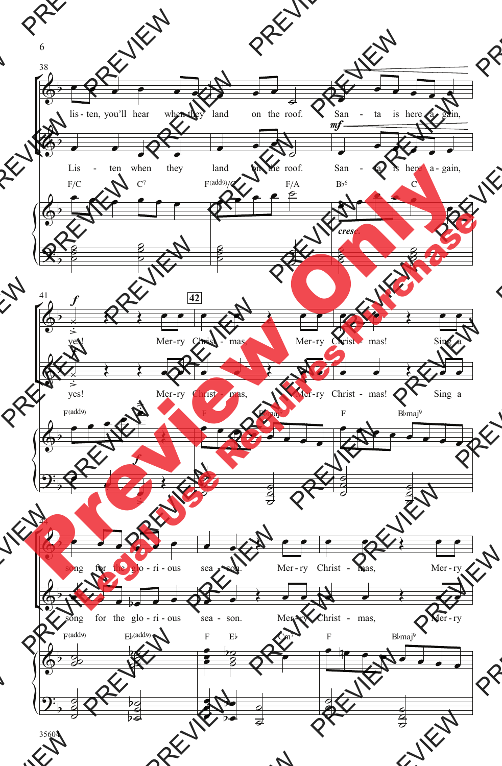lis - ten, you'll hear when they land on the roof. San - ta is here a - gain,

Lis - ten when they land on the roof. San - ta is here a - gain,

F/C C7 F(add9)/C F/A B♭6 C

*mf* *cresc.*

*f*

yes! Mer - ry Christ - mas, Mer - ry Christ - mas! Sing a

yes! Mer - ry Christ - mas, Mer - ry Christ - mas! Sing a

F(add9) F B♭maj9 F B♭maj9

song for the glo - ri - ous sea - son. Mer - ry Christ - mas, Mer - ry

song for the glo - ri - ous sea - son. Mer - ry Christ - mas, Mer - ry

F(add9) E♭(add9) F E♭ Cm7 F B♭maj9

35604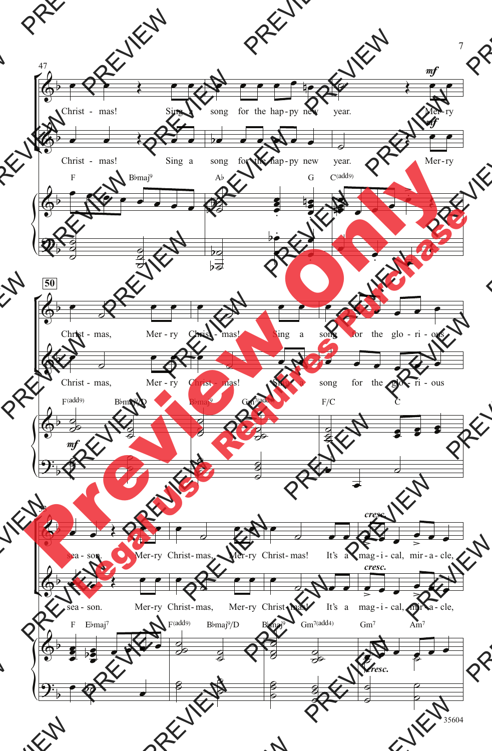47

*mf*

Christ - mas! Sing a song for the hap-py new year. Mer-ry

Christ - mas! Sing a song for the hap-py new year. Mer-ry

F B♭maj9 A♭ G C(add9)

50

Christ - mas, Mer - ry Christ - mas! Sing a song for the glo - ri - ous

Christ - mas, Mer - ry Christ - mas! Sing a song for the glo - ri - ous

F(add9) B♭maj9/D B♭maj9 Gm7(add4) F/C C

*mf*

53

*cresc.*

sea - son. Mer-ry Christ-mas, Mer-ry Christ-mas! It's a mag-i-cal, mir-a-cle,

sea - son. Mer-ry Christ-mas, Mer-ry Christ-mas! It's a mag-i-cal, mir-a-cle,

F E♭maj7 F(add9) B♭maj9/D B♭maj9 Gm7(add4) Gm7 Am7

*cresc.*

35604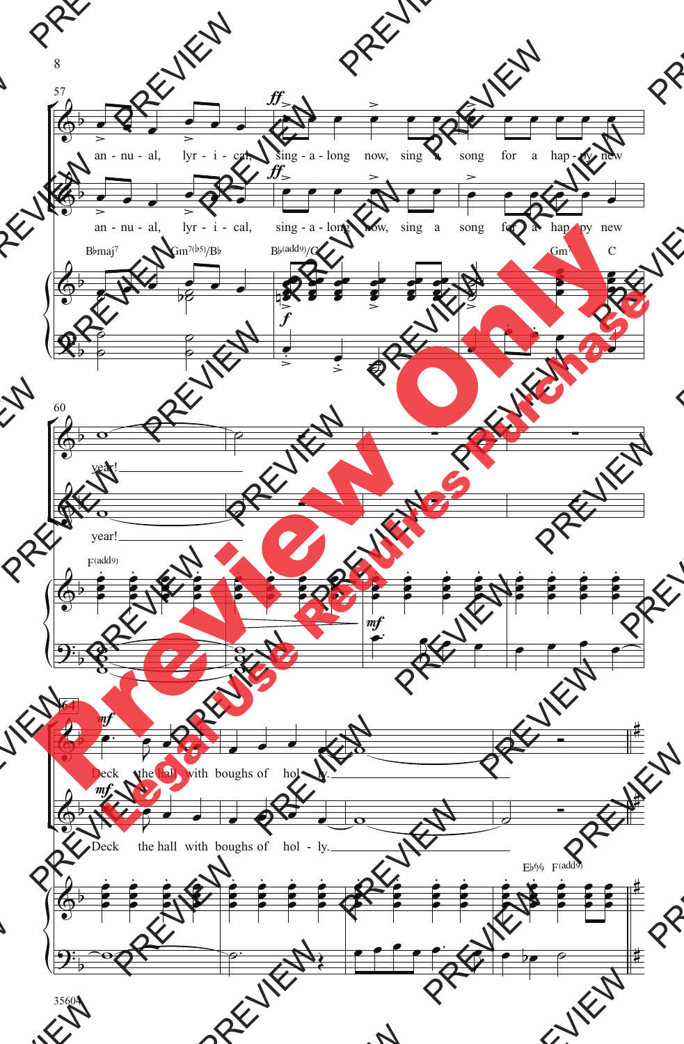57

*ff*

an - nu - al, lyr - i - cal, sing - a - long now, sing a song for a hap - py new

an - nu - al, lyr - i - cal, sing - a - long now, sing a song for a hap - py new

B♭maj7 Gm7(♭5)/B♭ B♭(add9)/C Gm7 C

*f*

60

year!

year!

F(add9)

*mf*

64

*mf*

Deck the hall with boughs of hol - ly.

Deck the hall with boughs of hol - ly.

E♭%  F(add9)

35604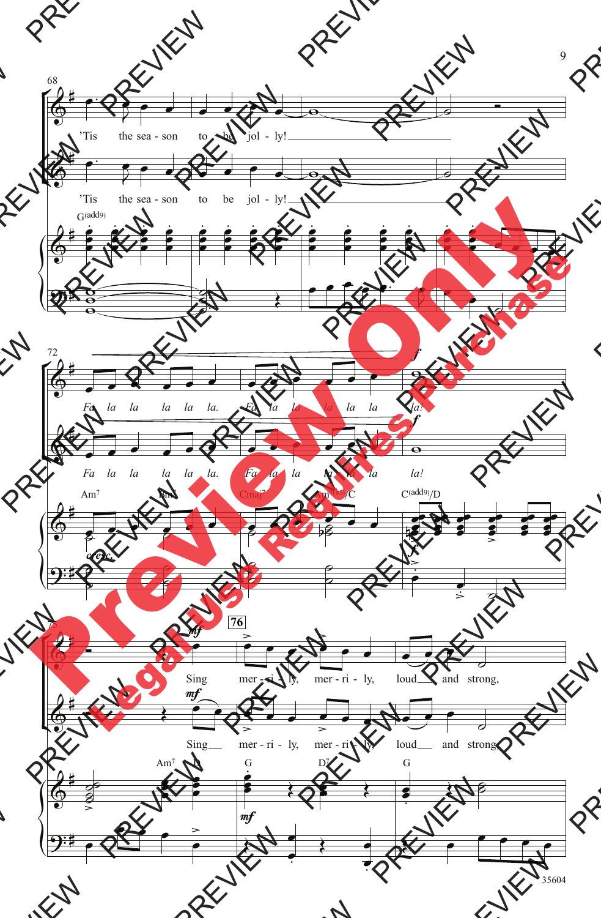68

'Tis the sea - son to be jol - ly!

'Tis the sea - son to be jol - ly!

G(add9)

72

Fa la la la la la. Fa la la la la la la!

Fa la la la la la. Fa la la la la la la!

Am7 Bm7 Cmaj7 Am7(b5)/C C(add9)/D

cresc.

75

76

Sing mer - ri - ly, mer - ri - ly, loud and strong,

Sing mer - ri - ly, mer - ri - ly, loud and strong,

Am7 D G D7 G

mf

35604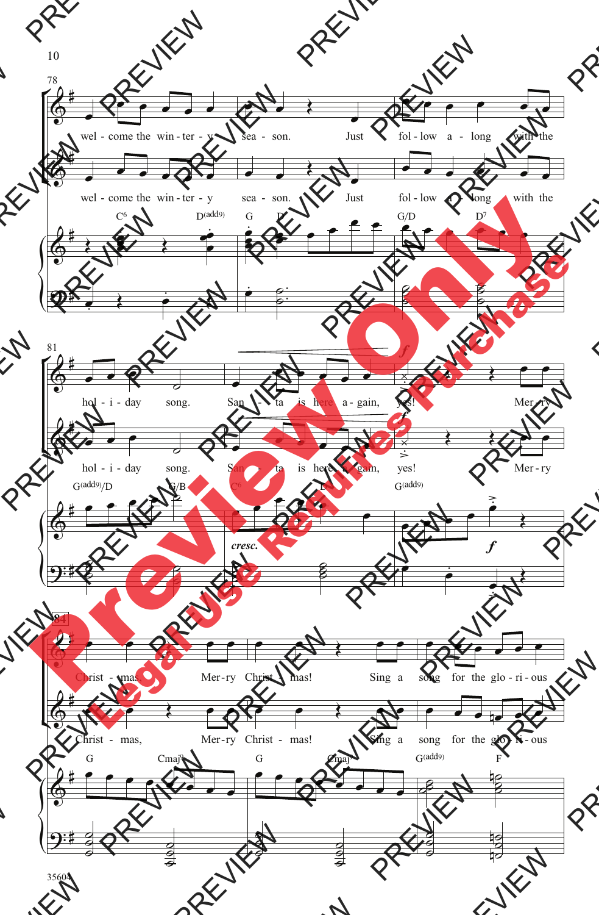78

wel - come the win - ter - y sea - son. Just fol - low a - long with the

wel - come the win - ter - y sea - son. Just fol - low a - long with the

C6 D(add9) G D G/D D7

81

hol - i - day song. San - ta is here a - gain, yes! Mer - ry

hol - i - day song. San - ta is here a - gain, yes! Mer - ry

G(add9)/D G/B C6 D G(add9)

*cresc.*

*f*

84

Christ - mas, Mer - ry Christ - mas! Sing a song for the glo - ri - ous

Christ - mas, Mer - ry Christ - mas! Sing a song for the glo - ri - ous

G Cmaj9 G Cmaj9 G(add9) F

35604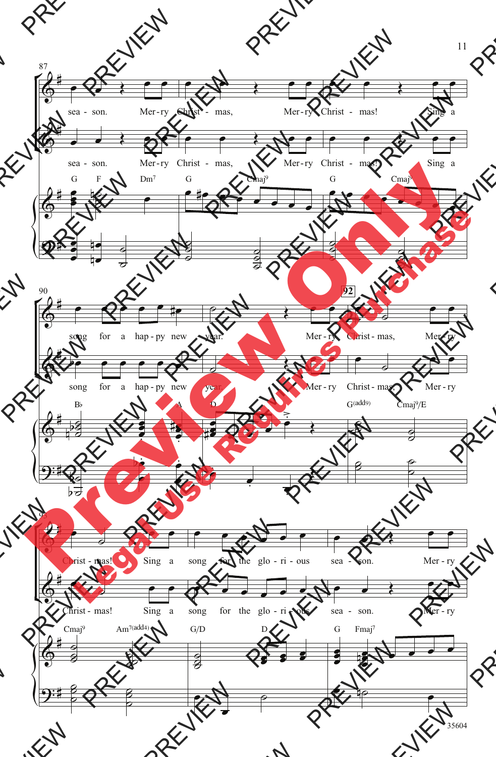87

sea - son. Mer - ry Christ - mas, Mer - ry Christ - mas! Sing a

sea - son. Mer - ry Christ - mas, Mer - ry Christ - mas! Sing a

G F Dm7 G Cmaj9 G Cmaj9

90

song for a hap - py new year. Mer - ry Christ - mas, Mer - ry

song for a hap - py new year. Mer - ry Christ - mas, Mer - ry

92

B♭ A D G(add9) Cmaj9/E

93

Christ - mas! Sing a song for the glo - ri - ous sea - son. Mer - ry

Christ - mas! Sing a song for the glo - ri - ous sea - son. Mer - ry

Cmaj9 Am7(add4) G/D D G Fmaj7

35604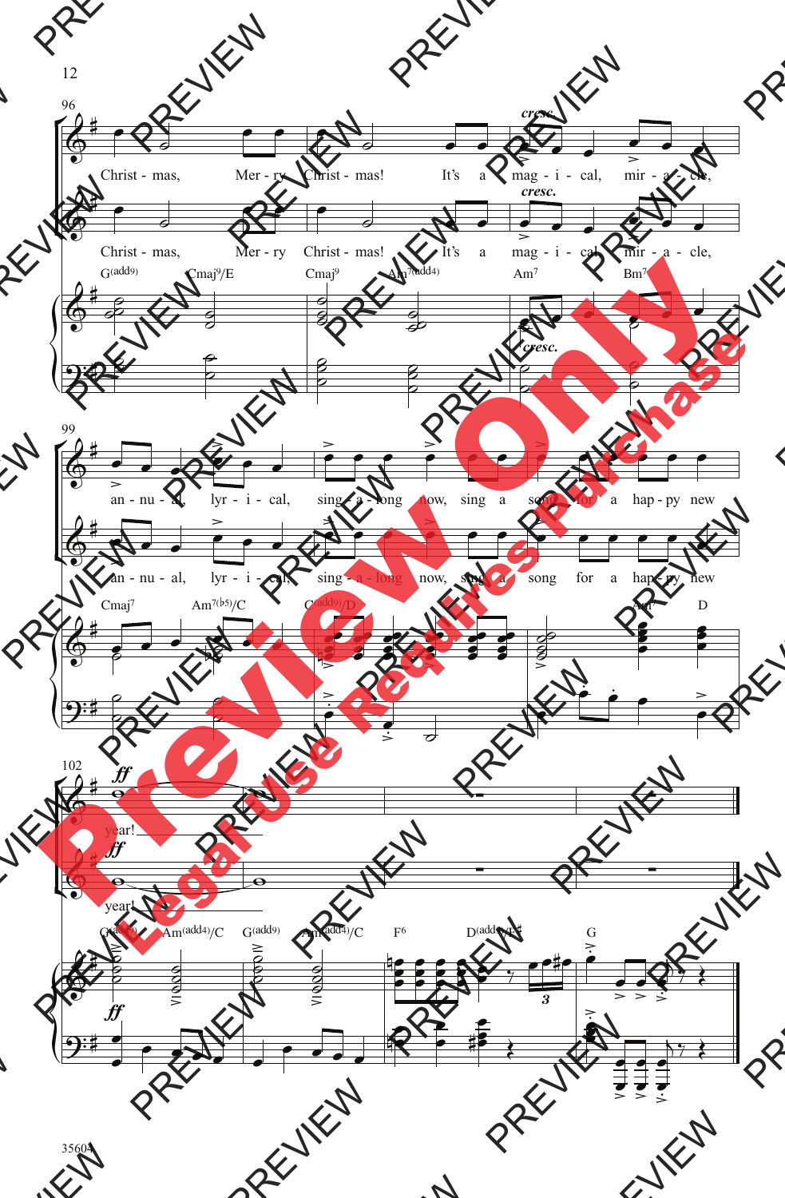96

*cresc.*

Christ - mas, Mer - ry Christ - mas! It's a mag - i - cal, mir - a - cle,

*cresc.*

Christ - mas, Mer - ry Christ - mas! It's a mag - i - cal, mir - a - cle,

G(add9) Cmaj9/E Cmaj9 Am7(add4) Am7 Bm7

*cresc.*

99

an - nu - al, lyr - i - cal, sing - a - long now, sing a song for a hap - py new

an - nu - al, lyr - i - cal, sing - a - long now, sing a song for a hap - py new

Cmaj7 Am7(b5)/C C(add9)/D Am7 D

102

*ff*

year!

*ff*

year!

G(add9) Am(add4)/C G(add9) Am(add4)/C F6 D(add9)/F# G

*ff*